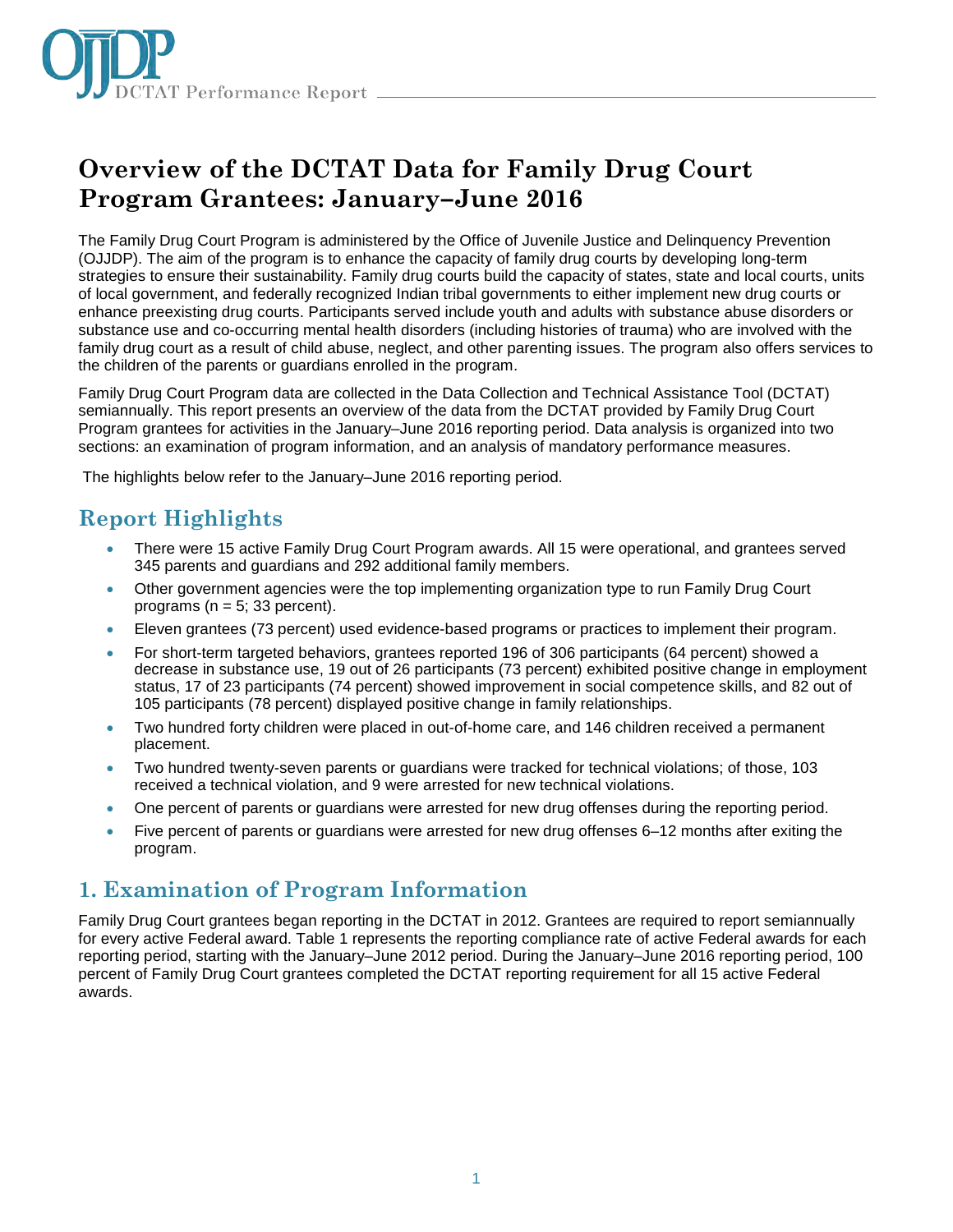# Overview of the DCTAT Data for Family Drug Court Program Grantees: January–June 2016

The Family Drug Court Program is administered by the Office of Juvenile Justice and Delinquency Prevention (OJJDP). The aim of the program is to enhance the capacity of family drug courts by developing long-term strategies to ensure their sustainability. Family drug courts build the capacity of states, state and local courts, units of local government, and federally recognized Indian tribal governments to either implement new drug courts or enhance preexisting drug courts. Participants served include youth and adults with substance abuse disorders or substance use and co-occurring mental health disorders (including histories of trauma) who are involved with the family drug court as a result of child abuse, neglect, and other parenting issues. The program also offers services to the children of the parents or guardians enrolled in the program.

Family Drug Court Program data are collected in the Data Collection and Technical Assistance Tool (DCTAT) semiannually. This report presents an overview of the data from the DCTAT provided by Family Drug Court Program grantees for activities in the January–June 2016 reporting period. Data analysis is organized into two sections: an examination of program information, and an analysis of mandatory performance measures.

The highlights below refer to the January–June 2016 reporting period.

## Report Highlights

- There were 15 active Family Drug Court Program awards. All 15 were operational, and grantees served 345 parents and guardians and 292 additional family members.
- Other government agencies were the top implementing organization type to run Family Drug Court programs (n = 5; 33 percent).
- Eleven grantees (73 percent) used evidence-based programs or practices to implement their program.
- For short-term targeted behaviors, grantees reported 196 of 306 participants (64 percent) showed a decrease in substance use, 19 out of 26 participants (73 percent) exhibited positive change in employment status, 17 of 23 participants (74 percent) showed improvement in social competence skills, and 82 out of 105 participants (78 percent) displayed positive change in family relationships.
- Two hundred forty children were placed in out-of-home care, and 146 children received a permanent placement.
- Two hundred twenty-seven parents or guardians were tracked for technical violations; of those, 103 received a technical violation, and 9 were arrested for new technical violations.
- One percent of parents or guardians were arrested for new drug offenses during the reporting period.
- Five percent of parents or guardians were arrested for new drug offenses 6–12 months after exiting the program.

## 1. Examination of Program Information

Family Drug Court grantees began reporting in the DCTAT in 2012. Grantees are required to report semiannually for every active Federal award. Table 1 represents the reporting compliance rate of active Federal awards for each reporting period, starting with the January–June 2012 period. During the January–June 2016 reporting period, 100 percent of Family Drug Court grantees completed the DCTAT reporting requirement for all 15 active Federal awards.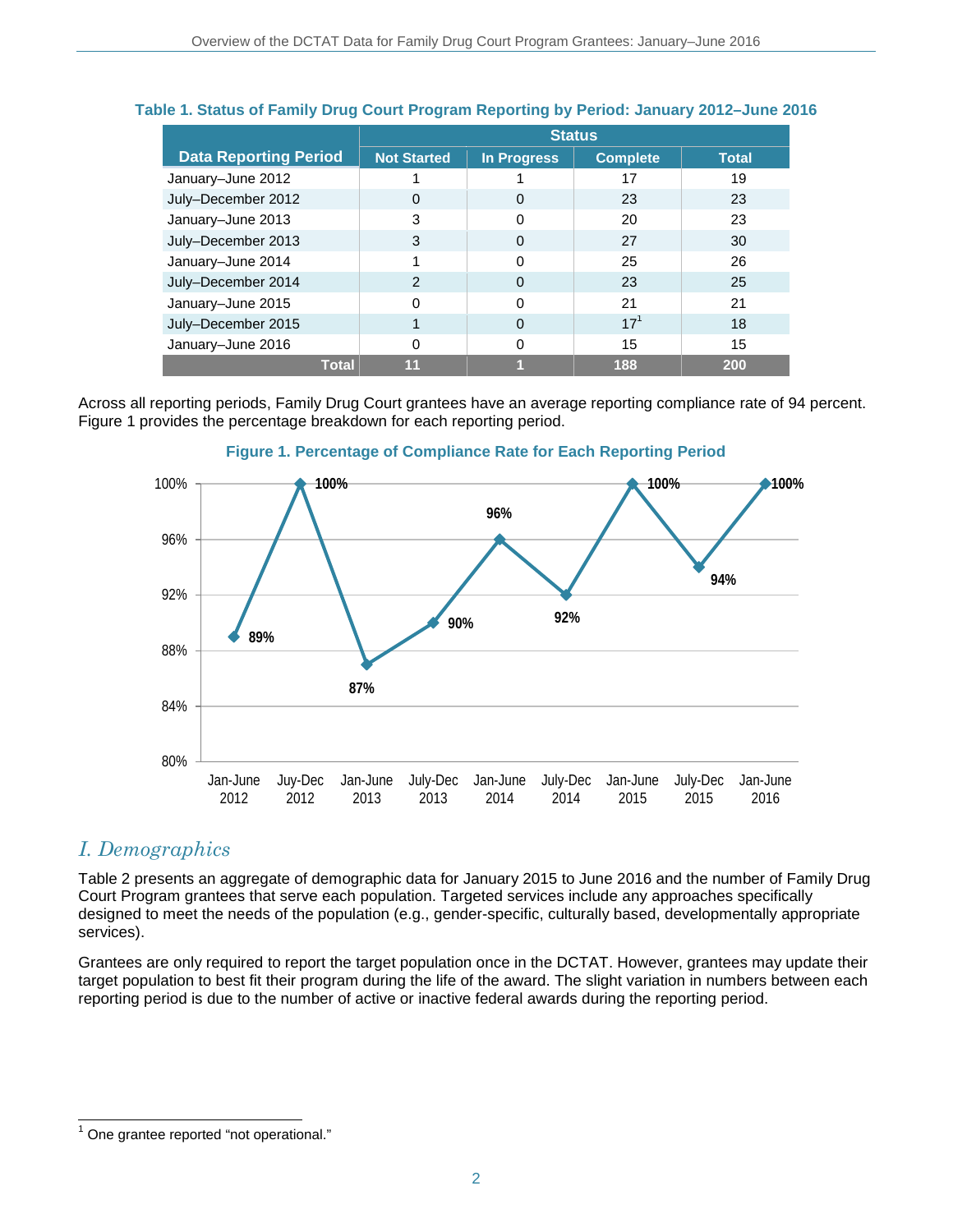**Table 1. Status of Family Drug Court Program Reporting by Period: January 2012–June 2016**

| Data Reporting Period | Status | | | |
|---|---|---|---|---|
| | Not Started | In Progress | Complete | Total |
| January–June 2012 | 1 | 1 | 17 | 19 |
| July–December 2012 | 0 | 0 | 23 | 23 |
| January–June 2013 | 3 | 0 | 20 | 23 |
| July–December 2013 | 3 | 0 | 27 | 30 |
| January–June 2014 | 1 | 0 | 25 | 26 |
| July–December 2014 | 2 | 0 | 23 | 25 |
| January–June 2015 | 0 | 0 | 21 | 21 |
| July–December 2015 | 1 | 0 | 17[1] | 18 |
| January–June 2016 | 0 | 0 | 15 | 15 |
| **Total** | **11** | **1** | **188** | **200** |

Across all reporting periods, Family Drug Court grantees have an average reporting compliance rate of 94 percent. Figure 1 provides the percentage breakdown for each reporting period.

**Figure 1. Percentage of Compliance Rate for Each Reporting Period**

| Reporting Period | Compliance Rate |
|---|---|
| Jan-June 2012 | 89% |
| Juy-Dec 2012 | 100% |
| Jan-June 2013 | 87% |
| July-Dec 2013 | 90% |
| Jan-June 2014 | 96% |
| July-Dec 2014 | 92% |
| Jan-June 2015 | 100% |
| July-Dec 2015 | 94% |
| Jan-June 2016 | 100% |

## *I. Demographics*

Table 2 presents an aggregate of demographic data for January 2015 to June 2016 and the number of Family Drug Court Program grantees that serve each population. Targeted services include any approaches specifically designed to meet the needs of the population (e.g., gender-specific, culturally based, developmentally appropriate services).

Grantees are only required to report the target population once in the DCTAT. However, grantees may update their target population to best fit their program during the life of the award. The slight variation in numbers between each reporting period is due to the number of active or inactive federal awards during the reporting period.

[1] One grantee reported "not operational."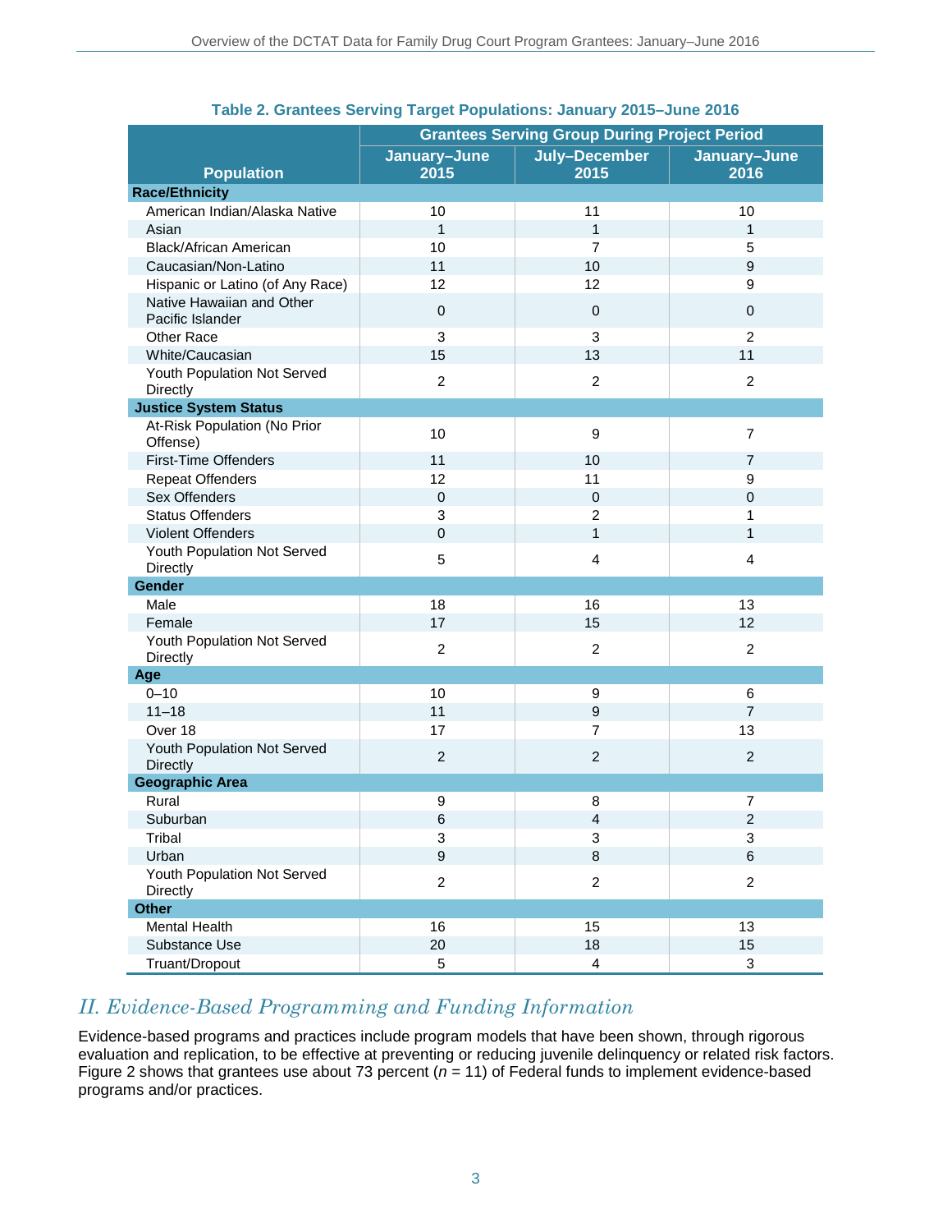**Table 2. Grantees Serving Target Populations: January 2015–June 2016**

| Population | Grantees Serving Group During Project Period | | |
|---|---|---|---|
| | January–June 2015 | July–December 2015 | January–June 2016 |
| **Race/Ethnicity** | | | |
| American Indian/Alaska Native | 10 | 11 | 10 |
| Asian | 1 | 1 | 1 |
| Black/African American | 10 | 7 | 5 |
| Caucasian/Non-Latino | 11 | 10 | 9 |
| Hispanic or Latino (of Any Race) | 12 | 12 | 9 |
| Native Hawaiian and Other Pacific Islander | 0 | 0 | 0 |
| Other Race | 3 | 3 | 2 |
| White/Caucasian | 15 | 13 | 11 |
| Youth Population Not Served Directly | 2 | 2 | 2 |
| **Justice System Status** | | | |
| At-Risk Population (No Prior Offense) | 10 | 9 | 7 |
| First-Time Offenders | 11 | 10 | 7 |
| Repeat Offenders | 12 | 11 | 9 |
| Sex Offenders | 0 | 0 | 0 |
| Status Offenders | 3 | 2 | 1 |
| Violent Offenders | 0 | 1 | 1 |
| Youth Population Not Served Directly | 5 | 4 | 4 |
| **Gender** | | | |
| Male | 18 | 16 | 13 |
| Female | 17 | 15 | 12 |
| Youth Population Not Served Directly | 2 | 2 | 2 |
| **Age** | | | |
| 0–10 | 10 | 9 | 6 |
| 11–18 | 11 | 9 | 7 |
| Over 18 | 17 | 7 | 13 |
| Youth Population Not Served Directly | 2 | 2 | 2 |
| **Geographic Area** | | | |
| Rural | 9 | 8 | 7 |
| Suburban | 6 | 4 | 2 |
| Tribal | 3 | 3 | 3 |
| Urban | 9 | 8 | 6 |
| Youth Population Not Served Directly | 2 | 2 | 2 |
| **Other** | | | |
| Mental Health | 16 | 15 | 13 |
| Substance Use | 20 | 18 | 15 |
| Truant/Dropout | 5 | 4 | 3 |

## *II. Evidence-Based Programming and Funding Information*

Evidence-based programs and practices include program models that have been shown, through rigorous evaluation and replication, to be effective at preventing or reducing juvenile delinquency or related risk factors. Figure 2 shows that grantees use about 73 percent ($n$ = 11) of Federal funds to implement evidence-based programs and/or practices.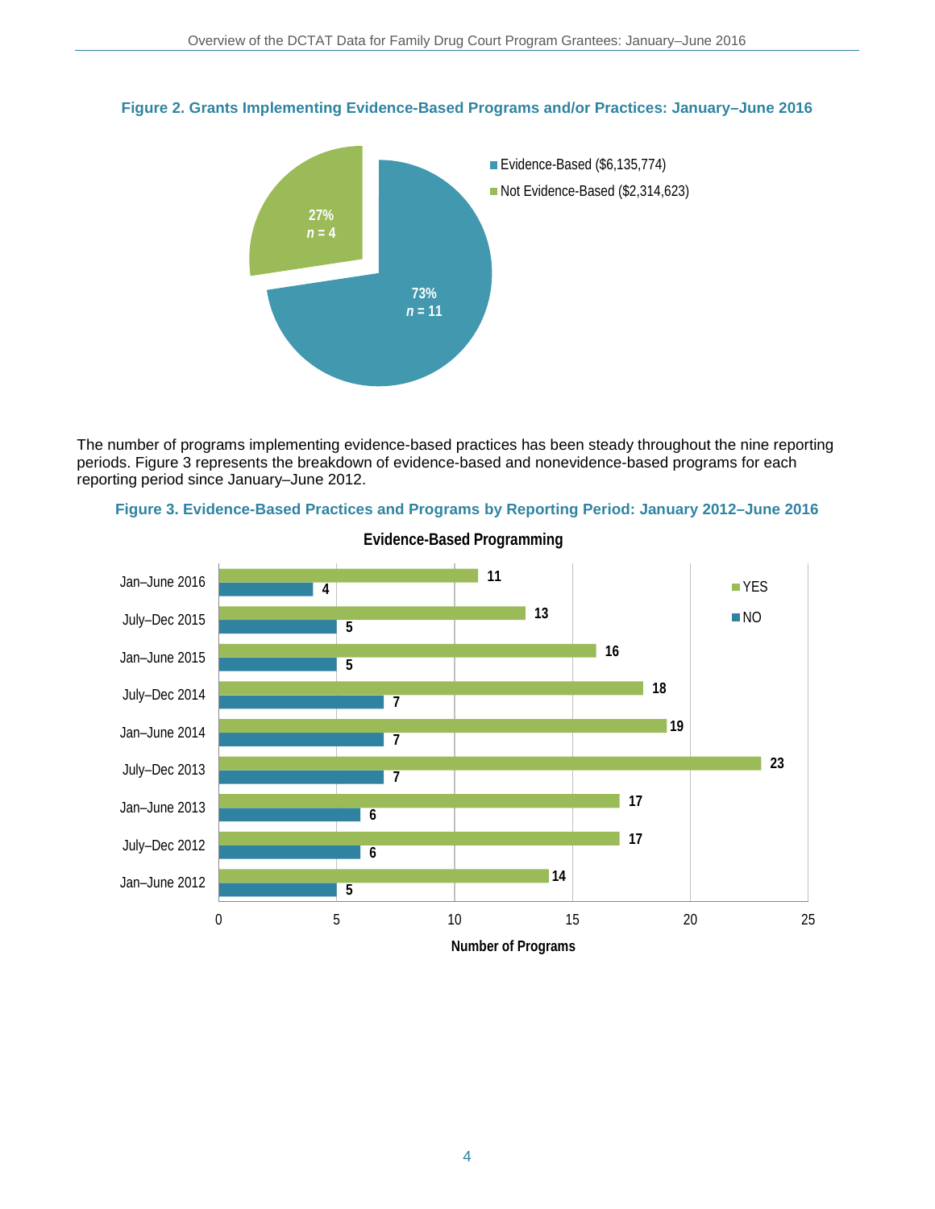**Figure 2. Grants Implementing Evidence-Based Programs and/or Practices: January–June 2016**

| Category | Percent | n |
|---|---|---|
| Evidence-Based ($6,135,774) | 73% | 11 |
| Not Evidence-Based ($2,314,623) | 27% | 4 |

The number of programs implementing evidence-based practices has been steady throughout the nine reporting periods. Figure 3 represents the breakdown of evidence-based and nonevidence-based programs for each reporting period since January–June 2012.

**Figure 3. Evidence-Based Practices and Programs by Reporting Period: January 2012–June 2016**

**Evidence-Based Programming**

| Reporting Period | YES | NO |
|---|---|---|
| Jan–June 2016 | 11 | 4 |
| July–Dec 2015 | 13 | 5 |
| Jan–June 2015 | 16 | 5 |
| July–Dec 2014 | 18 | 7 |
| Jan–June 2014 | 19 | 7 |
| July–Dec 2013 | 23 | 7 |
| Jan–June 2013 | 17 | 6 |
| July–Dec 2012 | 17 | 6 |
| Jan–June 2012 | 14 | 5 |

Number of Programs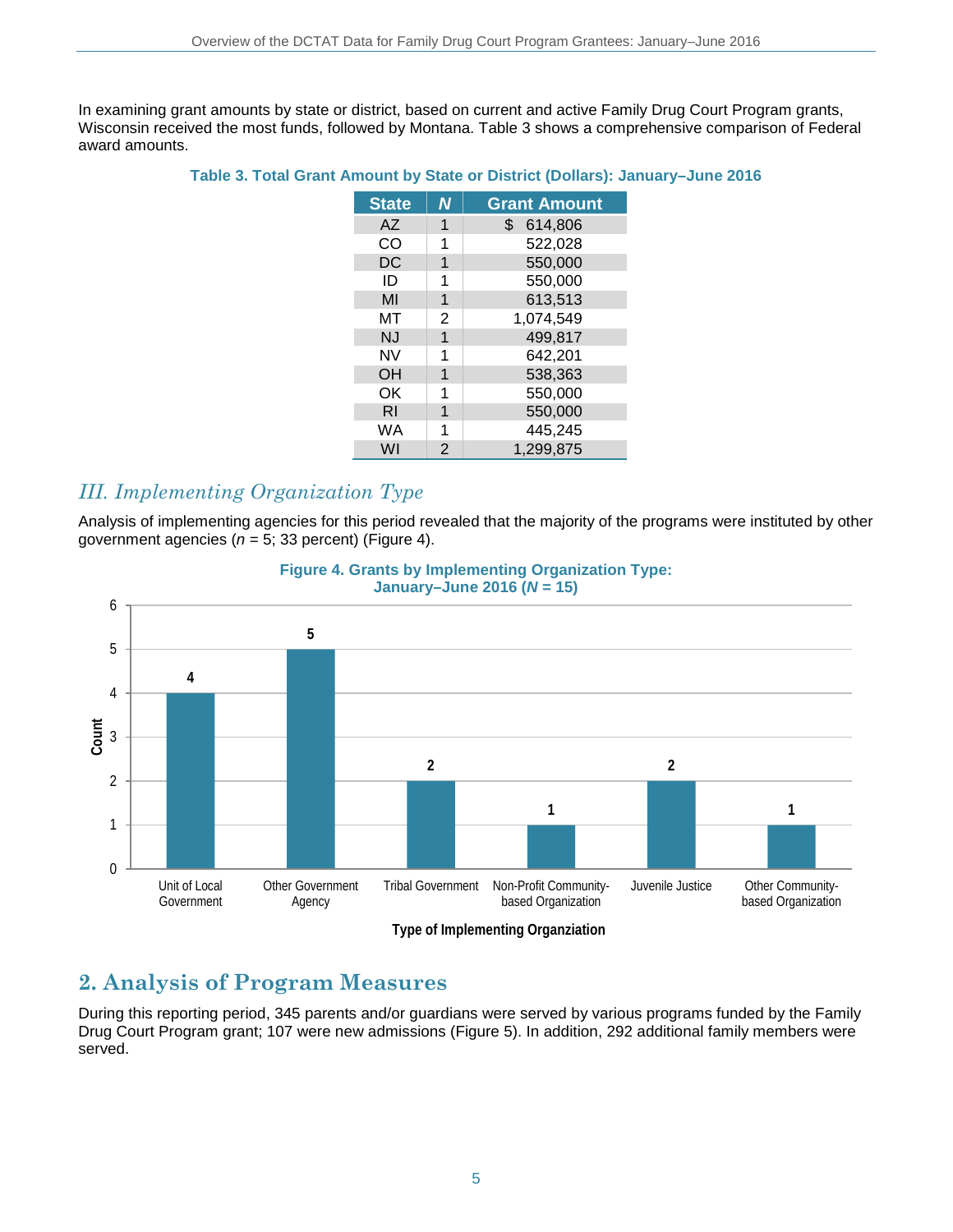In examining grant amounts by state or district, based on current and active Family Drug Court Program grants, Wisconsin received the most funds, followed by Montana. Table 3 shows a comprehensive comparison of Federal award amounts.

**Table 3. Total Grant Amount by State or District (Dollars): January–June 2016**

| State | *N* | Grant Amount |
|---|---|---|
| AZ | 1 | $ 614,806 |
| CO | 1 | 522,028 |
| DC | 1 | 550,000 |
| ID | 1 | 550,000 |
| MI | 1 | 613,513 |
| MT | 2 | 1,074,549 |
| NJ | 1 | 499,817 |
| NV | 1 | 642,201 |
| OH | 1 | 538,363 |
| OK | 1 | 550,000 |
| RI | 1 | 550,000 |
| WA | 1 | 445,245 |
| WI | 2 | 1,299,875 |

## *III. Implementing Organization Type*

Analysis of implementing agencies for this period revealed that the majority of the programs were instituted by other government agencies (*n* = 5; 33 percent) (Figure 4).

**Figure 4. Grants by Implementing Organization Type: January–June 2016 (*N* = 15)**

| Type of Implementing Organziation | Count |
|---|---|
| Unit of Local Government | 4 |
| Other Government Agency | 5 |
| Tribal Government | 2 |
| Non-Profit Community-based Organization | 1 |
| Juvenile Justice | 2 |
| Other Community-based Organization | 1 |

# 2. Analysis of Program Measures

During this reporting period, 345 parents and/or guardians were served by various programs funded by the Family Drug Court Program grant; 107 were new admissions (Figure 5). In addition, 292 additional family members were served.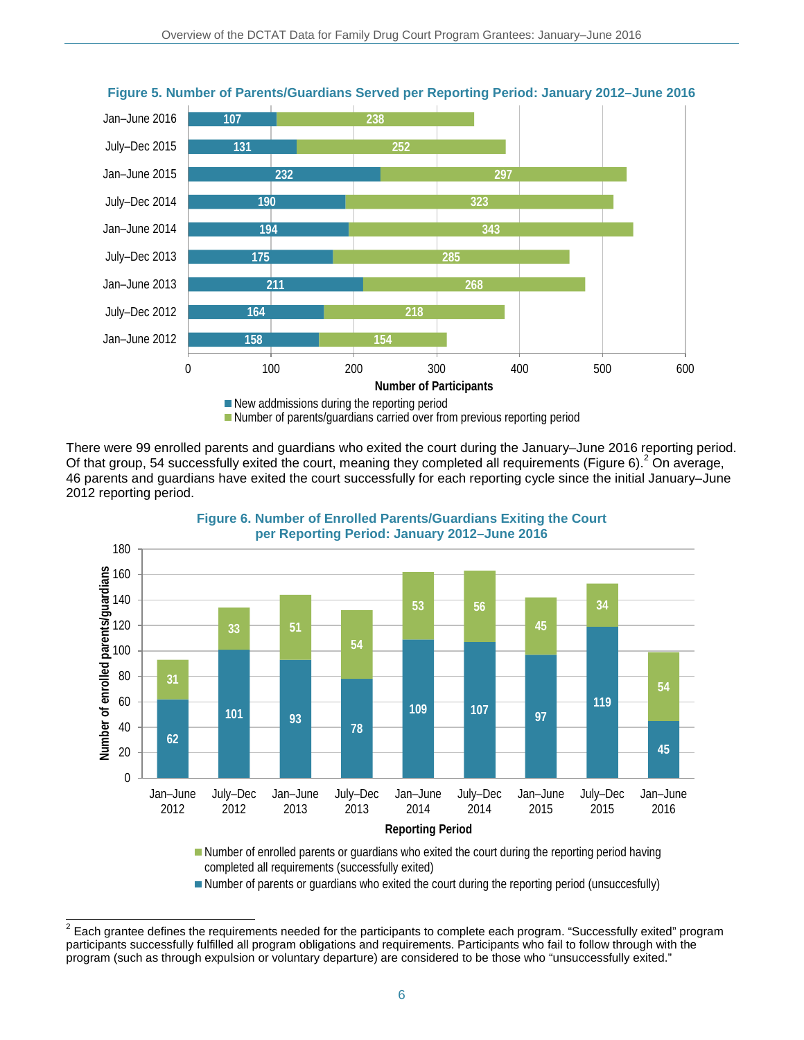**Figure 5. Number of Parents/Guardians Served per Reporting Period: January 2012–June 2016**

| Reporting Period | New addmissions during the reporting period | Number of parents/guardians carried over from previous reporting period |
|---|---|---|
| Jan–June 2016 | 107 | 238 |
| July–Dec 2015 | 131 | 252 |
| Jan–June 2015 | 232 | 297 |
| July–Dec 2014 | 190 | 323 |
| Jan–June 2014 | 194 | 343 |
| July–Dec 2013 | 175 | 285 |
| Jan–June 2013 | 211 | 268 |
| July–Dec 2012 | 164 | 218 |
| Jan–June 2012 | 158 | 154 |

There were 99 enrolled parents and guardians who exited the court during the January–June 2016 reporting period. Of that group, 54 successfully exited the court, meaning they completed all requirements (Figure 6).[2] On average, 46 parents and guardians have exited the court successfully for each reporting cycle since the initial January–June 2012 reporting period.

**Figure 6. Number of Enrolled Parents/Guardians Exiting the Court per Reporting Period: January 2012–June 2016**

| Reporting Period | Number of enrolled parents or guardians who exited the court during the reporting period having completed all requirements (successfully exited) | Number of parents or guardians who exited the court during the reporting period (unsuccesfully) |
|---|---|---|
| Jan–June 2012 | 31 | 62 |
| July–Dec 2012 | 33 | 101 |
| Jan–June 2013 | 51 | 93 |
| July–Dec 2013 | 54 | 78 |
| Jan–June 2014 | 53 | 109 |
| July–Dec 2014 | 56 | 107 |
| Jan–June 2015 | 45 | 97 |
| July–Dec 2015 | 34 | 119 |
| Jan–June 2016 | 54 | 45 |

[2] Each grantee defines the requirements needed for the participants to complete each program. "Successfully exited" program participants successfully fulfilled all program obligations and requirements. Participants who fail to follow through with the program (such as through expulsion or voluntary departure) are considered to be those who "unsuccessfully exited."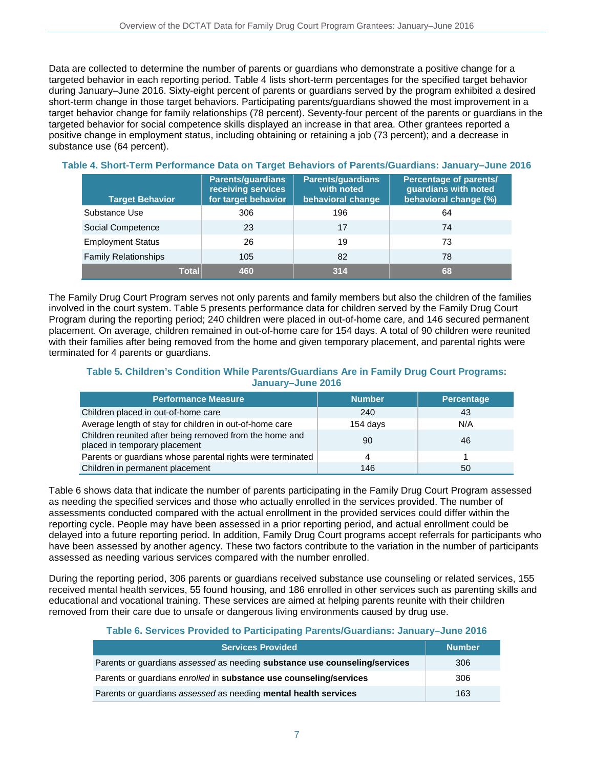Data are collected to determine the number of parents or guardians who demonstrate a positive change for a targeted behavior in each reporting period. Table 4 lists short-term percentages for the specified target behavior during January–June 2016. Sixty-eight percent of parents or guardians served by the program exhibited a desired short-term change in those target behaviors. Participating parents/guardians showed the most improvement in a target behavior change for family relationships (78 percent). Seventy-four percent of the parents or guardians in the targeted behavior for social competence skills displayed an increase in that area. Other grantees reported a positive change in employment status, including obtaining or retaining a job (73 percent); and a decrease in substance use (64 percent).

**Table 4. Short-Term Performance Data on Target Behaviors of Parents/Guardians: January–June 2016**

| Target Behavior | Parents/guardians receiving services for target behavior | Parents/guardians with noted behavioral change | Percentage of parents/ guardians with noted behavioral change (%) |
|---|---|---|---|
| Substance Use | 306 | 196 | 64 |
| Social Competence | 23 | 17 | 74 |
| Employment Status | 26 | 19 | 73 |
| Family Relationships | 105 | 82 | 78 |
| **Total** | **460** | **314** | **68** |

The Family Drug Court Program serves not only parents and family members but also the children of the families involved in the court system. Table 5 presents performance data for children served by the Family Drug Court Program during the reporting period; 240 children were placed in out-of-home care, and 146 secured permanent placement. On average, children remained in out-of-home care for 154 days. A total of 90 children were reunited with their families after being removed from the home and given temporary placement, and parental rights were terminated for 4 parents or guardians.

**Table 5. Children's Condition While Parents/Guardians Are in Family Drug Court Programs: January–June 2016**

| Performance Measure | Number | Percentage |
|---|---|---|
| Children placed in out-of-home care | 240 | 43 |
| Average length of stay for children in out-of-home care | 154 days | N/A |
| Children reunited after being removed from the home and placed in temporary placement | 90 | 46 |
| Parents or guardians whose parental rights were terminated | 4 | 1 |
| Children in permanent placement | 146 | 50 |

Table 6 shows data that indicate the number of parents participating in the Family Drug Court Program assessed as needing the specified services and those who actually enrolled in the services provided. The number of assessments conducted compared with the actual enrollment in the provided services could differ within the reporting cycle. People may have been assessed in a prior reporting period, and actual enrollment could be delayed into a future reporting period. In addition, Family Drug Court programs accept referrals for participants who have been assessed by another agency. These two factors contribute to the variation in the number of participants assessed as needing various services compared with the number enrolled.

During the reporting period, 306 parents or guardians received substance use counseling or related services, 155 received mental health services, 55 found housing, and 186 enrolled in other services such as parenting skills and educational and vocational training. These services are aimed at helping parents reunite with their children removed from their care due to unsafe or dangerous living environments caused by drug use.

**Table 6. Services Provided to Participating Parents/Guardians: January–June 2016**

| Services Provided | Number |
|---|---|
| Parents or guardians *assessed* as needing **substance use counseling/services** | 306 |
| Parents or guardians *enrolled* in **substance use counseling/services** | 306 |
| Parents or guardians *assessed* as needing **mental health services** | 163 |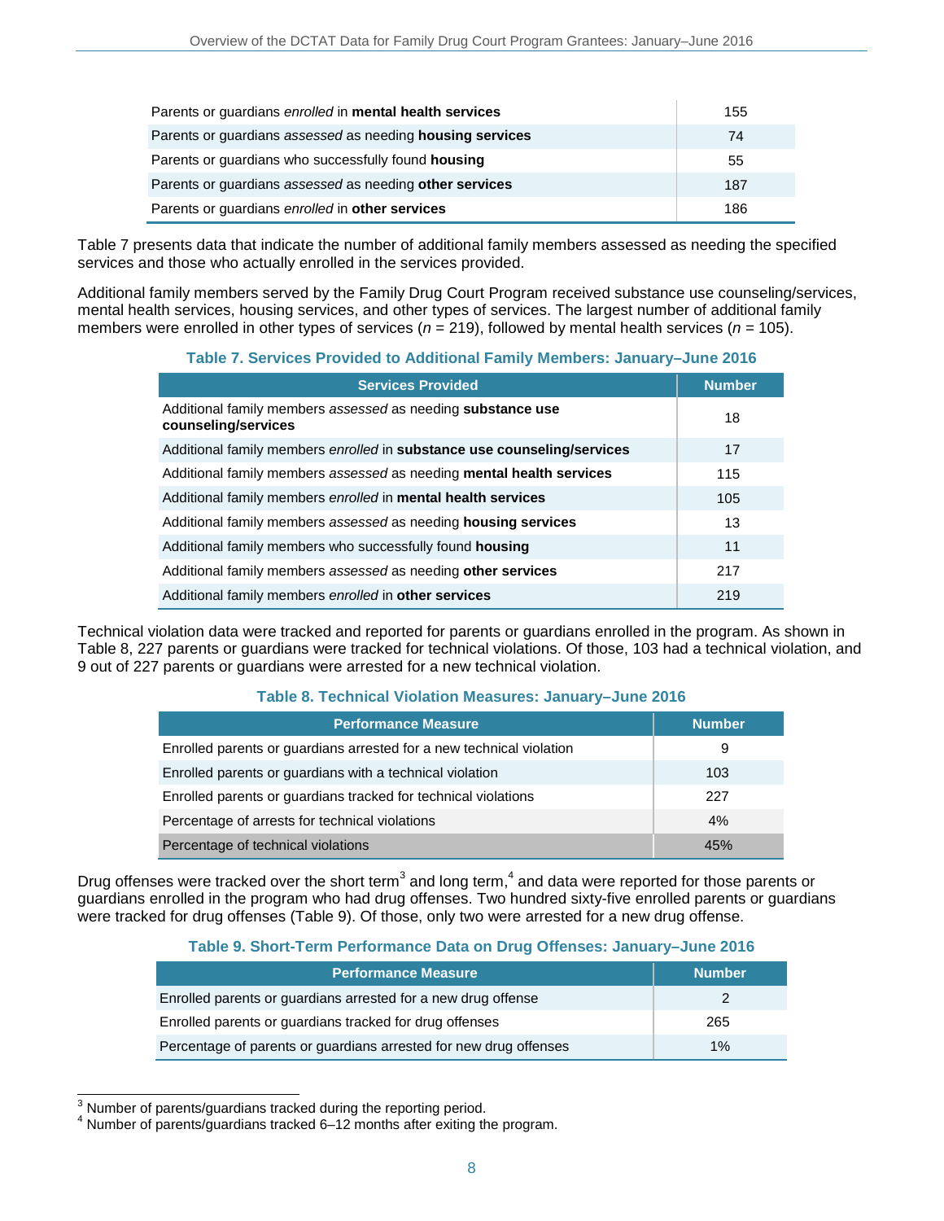| | |
|---|---|
| Parents or guardians *enrolled* in **mental health services** | 155 |
| Parents or guardians *assessed* as needing **housing services** | 74 |
| Parents or guardians who successfully found **housing** | 55 |
| Parents or guardians *assessed* as needing **other services** | 187 |
| Parents or guardians *enrolled* in **other services** | 186 |

Table 7 presents data that indicate the number of additional family members assessed as needing the specified services and those who actually enrolled in the services provided.

Additional family members served by the Family Drug Court Program received substance use counseling/services, mental health services, housing services, and other types of services. The largest number of additional family members were enrolled in other types of services ($n$ = 219), followed by mental health services ($n$ = 105).

**Table 7. Services Provided to Additional Family Members: January–June 2016**

| Services Provided | Number |
|---|---|
| Additional family members *assessed* as needing **substance use counseling/services** | 18 |
| Additional family members *enrolled* in **substance use counseling/services** | 17 |
| Additional family members *assessed* as needing **mental health services** | 115 |
| Additional family members *enrolled* in **mental health services** | 105 |
| Additional family members *assessed* as needing **housing services** | 13 |
| Additional family members who successfully found **housing** | 11 |
| Additional family members *assessed* as needing **other services** | 217 |
| Additional family members *enrolled* in **other services** | 219 |

Technical violation data were tracked and reported for parents or guardians enrolled in the program. As shown in Table 8, 227 parents or guardians were tracked for technical violations. Of those, 103 had a technical violation, and 9 out of 227 parents or guardians were arrested for a new technical violation.

**Table 8. Technical Violation Measures: January–June 2016**

| Performance Measure | Number |
|---|---|
| Enrolled parents or guardians arrested for a new technical violation | 9 |
| Enrolled parents or guardians with a technical violation | 103 |
| Enrolled parents or guardians tracked for technical violations | 227 |
| Percentage of arrests for technical violations | 4% |
| Percentage of technical violations | 45% |

Drug offenses were tracked over the short term[3] and long term,[4] and data were reported for those parents or guardians enrolled in the program who had drug offenses. Two hundred sixty-five enrolled parents or guardians were tracked for drug offenses (Table 9). Of those, only two were arrested for a new drug offense.

**Table 9. Short-Term Performance Data on Drug Offenses: January–June 2016**

| Performance Measure | Number |
|---|---|
| Enrolled parents or guardians arrested for a new drug offense | 2 |
| Enrolled parents or guardians tracked for drug offenses | 265 |
| Percentage of parents or guardians arrested for new drug offenses | 1% |

[3] Number of parents/guardians tracked during the reporting period.

[4] Number of parents/guardians tracked 6–12 months after exiting the program.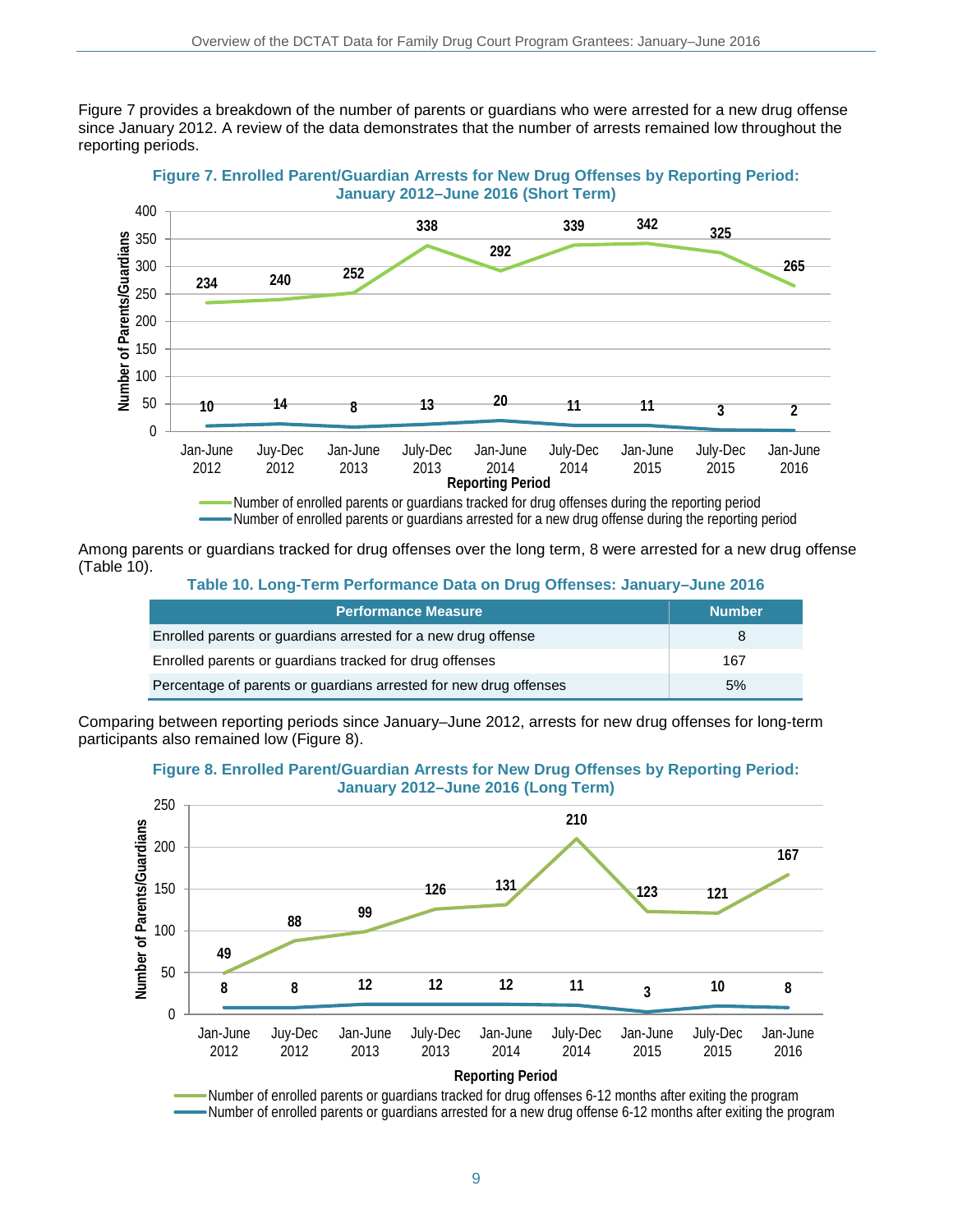Figure 7 provides a breakdown of the number of parents or guardians who were arrested for a new drug offense since January 2012. A review of the data demonstrates that the number of arrests remained low throughout the reporting periods.

**Figure 7. Enrolled Parent/Guardian Arrests for New Drug Offenses by Reporting Period: January 2012–June 2016 (Short Term)**

| Reporting Period | Number of enrolled parents or guardians tracked for drug offenses during the reporting period | Number of enrolled parents or guardians arrested for a new drug offense during the reporting period |
|---|---|---|
| Jan-June 2012 | 234 | 10 |
| Juy-Dec 2012 | 240 | 14 |
| Jan-June 2013 | 252 | 8 |
| July-Dec 2013 | 338 | 13 |
| Jan-June 2014 | 292 | 20 |
| July-Dec 2014 | 339 | 11 |
| Jan-June 2015 | 342 | 11 |
| July-Dec 2015 | 325 | 3 |
| Jan-June 2016 | 265 | 2 |

Among parents or guardians tracked for drug offenses over the long term, 8 were arrested for a new drug offense (Table 10).

**Table 10. Long-Term Performance Data on Drug Offenses: January–June 2016**

| Performance Measure | Number |
|---|---|
| Enrolled parents or guardians arrested for a new drug offense | 8 |
| Enrolled parents or guardians tracked for drug offenses | 167 |
| Percentage of parents or guardians arrested for new drug offenses | 5% |

Comparing between reporting periods since January–June 2012, arrests for new drug offenses for long-term participants also remained low (Figure 8).

**Figure 8. Enrolled Parent/Guardian Arrests for New Drug Offenses by Reporting Period: January 2012–June 2016 (Long Term)**

| Reporting Period | Number of enrolled parents or guardians tracked for drug offenses 6-12 months after exiting the program | Number of enrolled parents or guardians arrested for a new drug offense 6-12 months after exiting the program |
|---|---|---|
| Jan-June 2012 | 49 | 8 |
| Juy-Dec 2012 | 88 | 8 |
| Jan-June 2013 | 99 | 12 |
| July-Dec 2013 | 126 | 12 |
| Jan-June 2014 | 131 | 12 |
| July-Dec 2014 | 210 | 11 |
| Jan-June 2015 | 123 | 3 |
| July-Dec 2015 | 121 | 10 |
| Jan-June 2016 | 167 | 8 |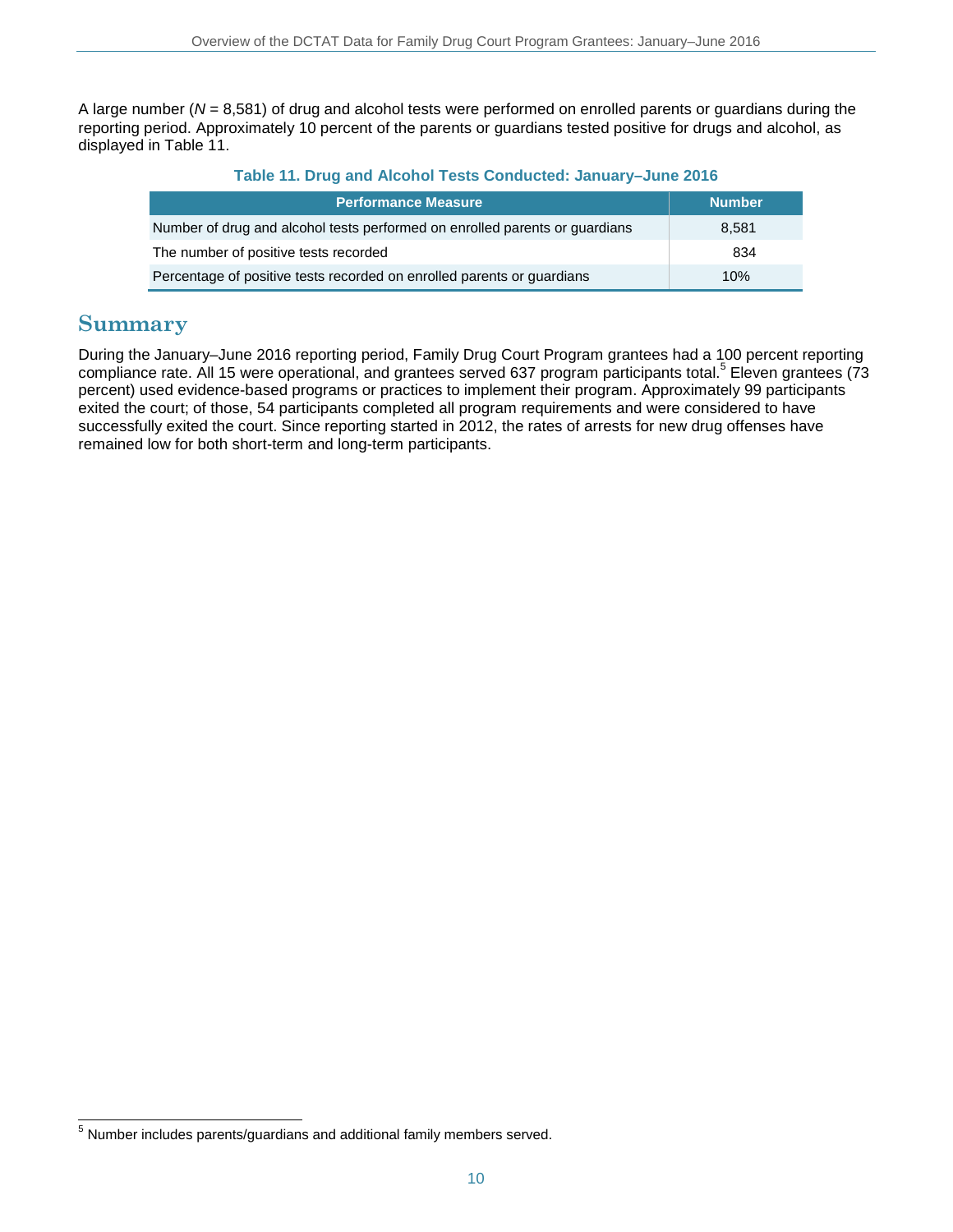A large number (*N* = 8,581) of drug and alcohol tests were performed on enrolled parents or guardians during the reporting period. Approximately 10 percent of the parents or guardians tested positive for drugs and alcohol, as displayed in Table 11.

**Table 11. Drug and Alcohol Tests Conducted: January–June 2016**

| Performance Measure | Number |
|---|---|
| Number of drug and alcohol tests performed on enrolled parents or guardians | 8,581 |
| The number of positive tests recorded | 834 |
| Percentage of positive tests recorded on enrolled parents or guardians | 10% |

## Summary

During the January–June 2016 reporting period, Family Drug Court Program grantees had a 100 percent reporting compliance rate. All 15 were operational, and grantees served 637 program participants total.[5] Eleven grantees (73 percent) used evidence-based programs or practices to implement their program. Approximately 99 participants exited the court; of those, 54 participants completed all program requirements and were considered to have successfully exited the court. Since reporting started in 2012, the rates of arrests for new drug offenses have remained low for both short-term and long-term participants.

[5] Number includes parents/guardians and additional family members served.